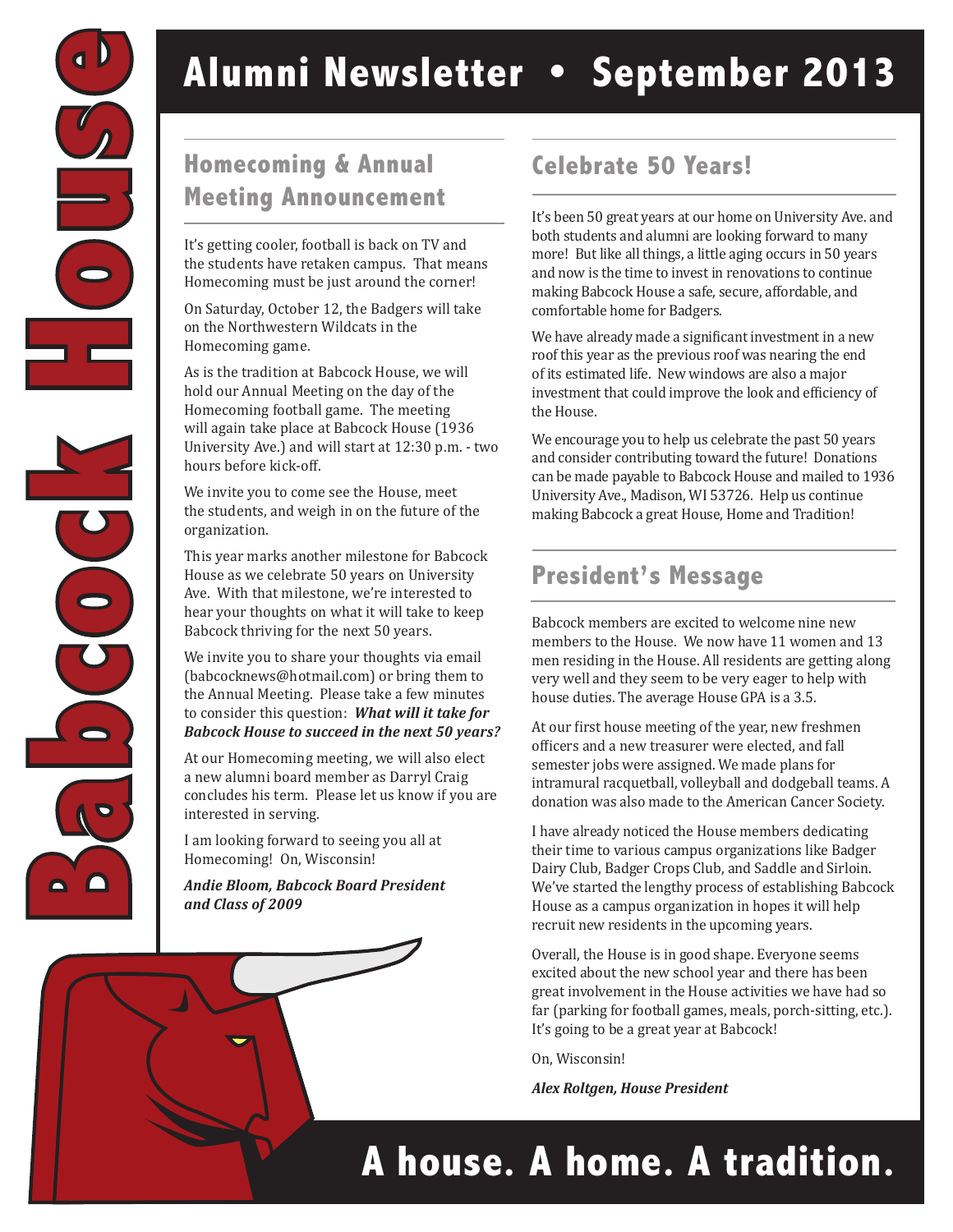# Babcock House

# Alumni Newsletter • September 2013

## Homecoming & Annual Meeting Announcement

It's getting cooler, football is back on TV and the students have retaken campus. That means Homecoming must be just around the corner!

On Saturday, October 12, the Badgers will take on the Northwestern Wildcats in the Homecoming game.

As is the tradition at Babcock House, we will hold our Annual Meeting on the day of the Homecoming football game. The meeting will again take place at Babcock House (1936 University Ave.) and will start at 12:30 p.m. - two hours before kick-off.

We invite you to come see the House, meet the students, and weigh in on the future of the organization.

This year marks another milestone for Babcock House as we celebrate 50 years on University Ave. With that milestone, we're interested to hear your thoughts on what it will take to keep Babcock thriving for the next 50 years.

We invite you to share your thoughts via email (babcocknews@hotmail.com) or bring them to the Annual Meeting. Please take a few minutes to consider this question: ***What will it take for Babcock House to succeed in the next 50 years?***

At our Homecoming meeting, we will also elect a new alumni board member as Darryl Craig concludes his term. Please let us know if you are interested in serving.

I am looking forward to seeing you all at Homecoming! On, Wisconsin!

***Andie Bloom, Babcock Board President and Class of 2009***

## Celebrate 50 Years!

It's been 50 great years at our home on University Ave. and both students and alumni are looking forward to many more! But like all things, a little aging occurs in 50 years and now is the time to invest in renovations to continue making Babcock House a safe, secure, affordable, and comfortable home for Badgers.

We have already made a significant investment in a new roof this year as the previous roof was nearing the end of its estimated life. New windows are also a major investment that could improve the look and efficiency of the House.

We encourage you to help us celebrate the past 50 years and consider contributing toward the future! Donations can be made payable to Babcock House and mailed to 1936 University Ave., Madison, WI 53726. Help us continue making Babcock a great House, Home and Tradition!

## President's Message

Babcock members are excited to welcome nine new members to the House. We now have 11 women and 13 men residing in the House. All residents are getting along very well and they seem to be very eager to help with house duties. The average House GPA is a 3.5.

At our first house meeting of the year, new freshmen officers and a new treasurer were elected, and fall semester jobs were assigned. We made plans for intramural racquetball, volleyball and dodgeball teams. A donation was also made to the American Cancer Society.

I have already noticed the House members dedicating their time to various campus organizations like Badger Dairy Club, Badger Crops Club, and Saddle and Sirloin. We've started the lengthy process of establishing Babcock House as a campus organization in hopes it will help recruit new residents in the upcoming years.

Overall, the House is in good shape. Everyone seems excited about the new school year and there has been great involvement in the House activities we have had so far (parking for football games, meals, porch-sitting, etc.). It's going to be a great year at Babcock!

On, Wisconsin!

***Alex Roltgen, House President***

# A house. A home. A tradition.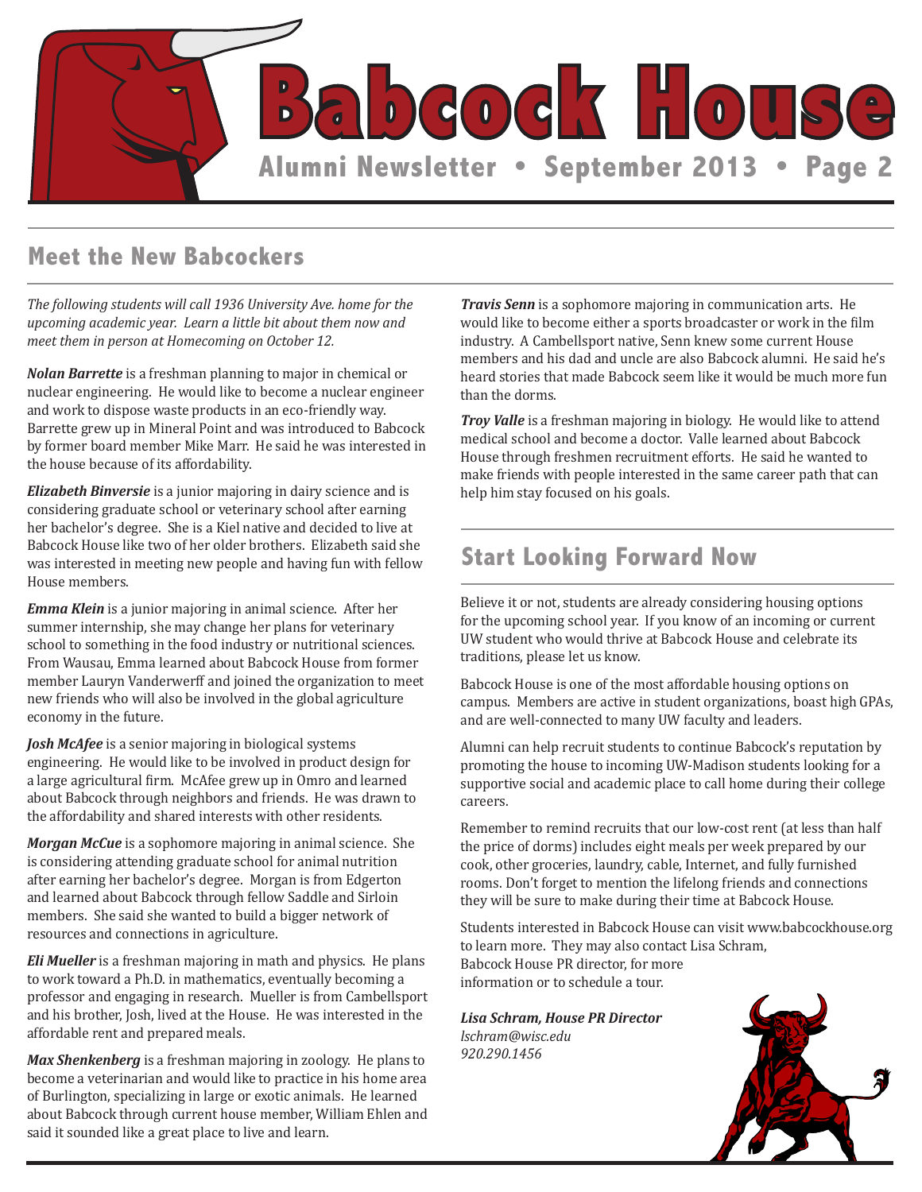## Meet the New Babcockers

*The following students will call 1936 University Ave. home for the upcoming academic year. Learn a little bit about them now and meet them in person at Homecoming on October 12.*

***Nolan Barrette*** is a freshman planning to major in chemical or nuclear engineering. He would like to become a nuclear engineer and work to dispose waste products in an eco-friendly way. Barrette grew up in Mineral Point and was introduced to Babcock by former board member Mike Marr. He said he was interested in the house because of its affordability.

***Elizabeth Binversie*** is a junior majoring in dairy science and is considering graduate school or veterinary school after earning her bachelor's degree. She is a Kiel native and decided to live at Babcock House like two of her older brothers. Elizabeth said she was interested in meeting new people and having fun with fellow House members.

***Emma Klein*** is a junior majoring in animal science. After her summer internship, she may change her plans for veterinary school to something in the food industry or nutritional sciences. From Wausau, Emma learned about Babcock House from former member Lauryn Vanderwerff and joined the organization to meet new friends who will also be involved in the global agriculture economy in the future.

***Josh McAfee*** is a senior majoring in biological systems engineering. He would like to be involved in product design for a large agricultural firm. McAfee grew up in Omro and learned about Babcock through neighbors and friends. He was drawn to the affordability and shared interests with other residents.

***Morgan McCue*** is a sophomore majoring in animal science. She is considering attending graduate school for animal nutrition after earning her bachelor's degree. Morgan is from Edgerton and learned about Babcock through fellow Saddle and Sirloin members. She said she wanted to build a bigger network of resources and connections in agriculture.

***Eli Mueller*** is a freshman majoring in math and physics. He plans to work toward a Ph.D. in mathematics, eventually becoming a professor and engaging in research. Mueller is from Cambellsport and his brother, Josh, lived at the House. He was interested in the affordable rent and prepared meals.

***Max Shenkenberg*** is a freshman majoring in zoology. He plans to become a veterinarian and would like to practice in his home area of Burlington, specializing in large or exotic animals. He learned about Babcock through current house member, William Ehlen and said it sounded like a great place to live and learn.

***Travis Senn*** is a sophomore majoring in communication arts. He would like to become either a sports broadcaster or work in the film industry. A Cambellsport native, Senn knew some current House members and his dad and uncle are also Babcock alumni. He said he's heard stories that made Babcock seem like it would be much more fun than the dorms.

***Troy Valle*** is a freshman majoring in biology. He would like to attend medical school and become a doctor. Valle learned about Babcock House through freshmen recruitment efforts. He said he wanted to make friends with people interested in the same career path that can help him stay focused on his goals.

## Start Looking Forward Now

Believe it or not, students are already considering housing options for the upcoming school year. If you know of an incoming or current UW student who would thrive at Babcock House and celebrate its traditions, please let us know.

Babcock House is one of the most affordable housing options on campus. Members are active in student organizations, boast high GPAs, and are well-connected to many UW faculty and leaders.

Alumni can help recruit students to continue Babcock's reputation by promoting the house to incoming UW-Madison students looking for a supportive social and academic place to call home during their college careers.

Remember to remind recruits that our low-cost rent (at less than half the price of dorms) includes eight meals per week prepared by our cook, other groceries, laundry, cable, Internet, and fully furnished rooms. Don't forget to mention the lifelong friends and connections they will be sure to make during their time at Babcock House.

Students interested in Babcock House can visit www.babcockhouse.org to learn more. They may also contact Lisa Schram, Babcock House PR director, for more information or to schedule a tour.

***Lisa Schram, House PR Director***
*lschram@wisc.edu*
*920.290.1456*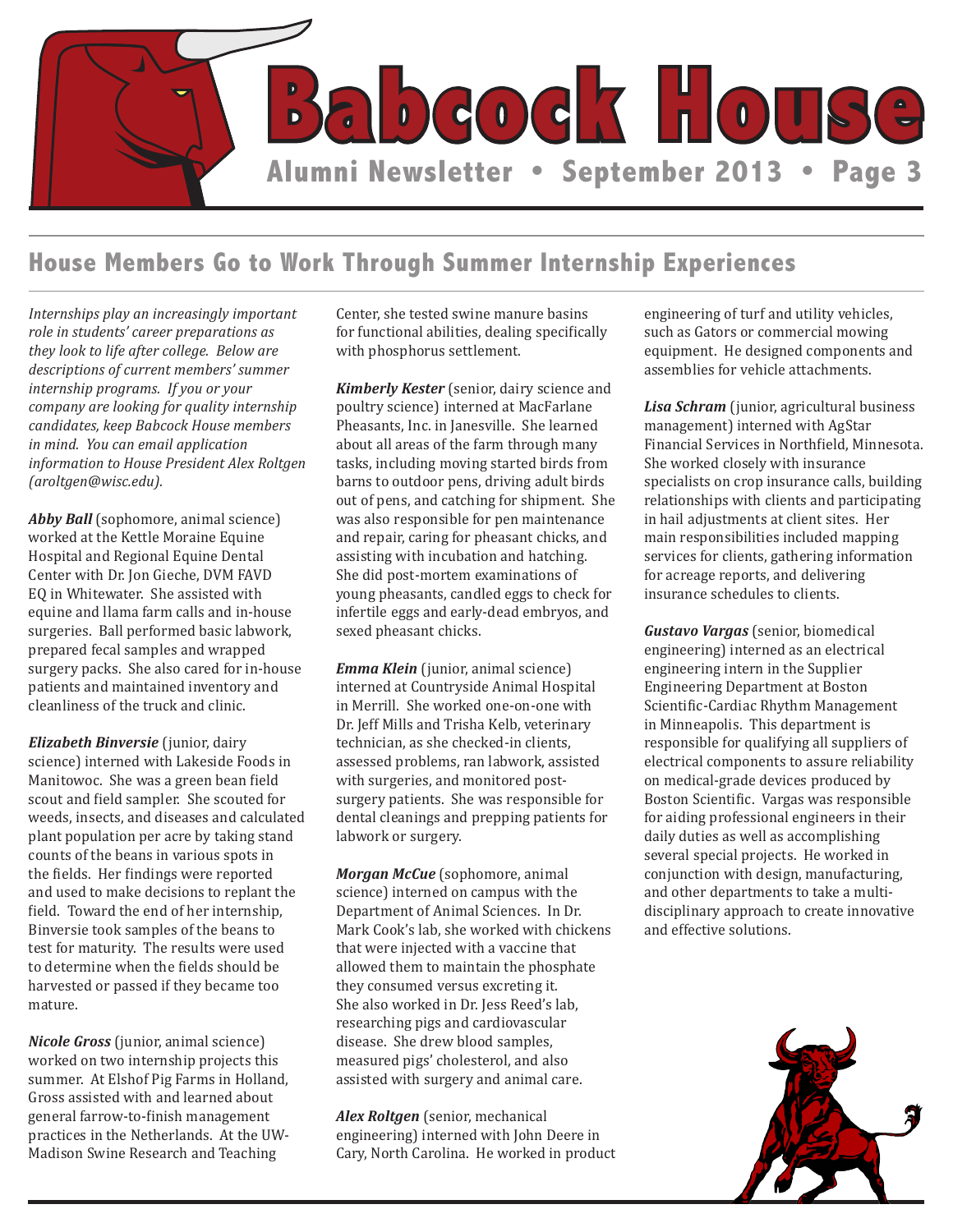## House Members Go to Work Through Summer Internship Experiences

*Internships play an increasingly important role in students' career preparations as they look to life after college. Below are descriptions of current members' summer internship programs. If you or your company are looking for quality internship candidates, keep Babcock House members in mind. You can email application information to House President Alex Roltgen (aroltgen@wisc.edu).*

***Abby Ball*** (sophomore, animal science) worked at the Kettle Moraine Equine Hospital and Regional Equine Dental Center with Dr. Jon Gieche, DVM FAVD EQ in Whitewater. She assisted with equine and llama farm calls and in-house surgeries. Ball performed basic labwork, prepared fecal samples and wrapped surgery packs. She also cared for in-house patients and maintained inventory and cleanliness of the truck and clinic.

***Elizabeth Binversie*** (junior, dairy science) interned with Lakeside Foods in Manitowoc. She was a green bean field scout and field sampler. She scouted for weeds, insects, and diseases and calculated plant population per acre by taking stand counts of the beans in various spots in the fields. Her findings were reported and used to make decisions to replant the field. Toward the end of her internship, Binversie took samples of the beans to test for maturity. The results were used to determine when the fields should be harvested or passed if they became too mature.

***Nicole Gross*** (junior, animal science) worked on two internship projects this summer. At Elshof Pig Farms in Holland, Gross assisted with and learned about general farrow-to-finish management practices in the Netherlands. At the UW-Madison Swine Research and Teaching Center, she tested swine manure basins for functional abilities, dealing specifically with phosphorus settlement.

***Kimberly Kester*** (senior, dairy science and poultry science) interned at MacFarlane Pheasants, Inc. in Janesville. She learned about all areas of the farm through many tasks, including moving started birds from barns to outdoor pens, driving adult birds out of pens, and catching for shipment. She was also responsible for pen maintenance and repair, caring for pheasant chicks, and assisting with incubation and hatching. She did post-mortem examinations of young pheasants, candled eggs to check for infertile eggs and early-dead embryos, and sexed pheasant chicks.

***Emma Klein*** (junior, animal science) interned at Countryside Animal Hospital in Merrill. She worked one-on-one with Dr. Jeff Mills and Trisha Kelb, veterinary technician, as she checked-in clients, assessed problems, ran labwork, assisted with surgeries, and monitored post-surgery patients. She was responsible for dental cleanings and prepping patients for labwork or surgery.

***Morgan McCue*** (sophomore, animal science) interned on campus with the Department of Animal Sciences. In Dr. Mark Cook's lab, she worked with chickens that were injected with a vaccine that allowed them to maintain the phosphate they consumed versus excreting it. She also worked in Dr. Jess Reed's lab, researching pigs and cardiovascular disease. She drew blood samples, measured pigs' cholesterol, and also assisted with surgery and animal care.

***Alex Roltgen*** (senior, mechanical engineering) interned with John Deere in Cary, North Carolina. He worked in product engineering of turf and utility vehicles, such as Gators or commercial mowing equipment. He designed components and assemblies for vehicle attachments.

***Lisa Schram*** (junior, agricultural business management) interned with AgStar Financial Services in Northfield, Minnesota. She worked closely with insurance specialists on crop insurance calls, building relationships with clients and participating in hail adjustments at client sites. Her main responsibilities included mapping services for clients, gathering information for acreage reports, and delivering insurance schedules to clients.

***Gustavo Vargas*** (senior, biomedical engineering) interned as an electrical engineering intern in the Supplier Engineering Department at Boston Scientific-Cardiac Rhythm Management in Minneapolis. This department is responsible for qualifying all suppliers of electrical components to assure reliability on medical-grade devices produced by Boston Scientific. Vargas was responsible for aiding professional engineers in their daily duties as well as accomplishing several special projects. He worked in conjunction with design, manufacturing, and other departments to take a multi-disciplinary approach to create innovative and effective solutions.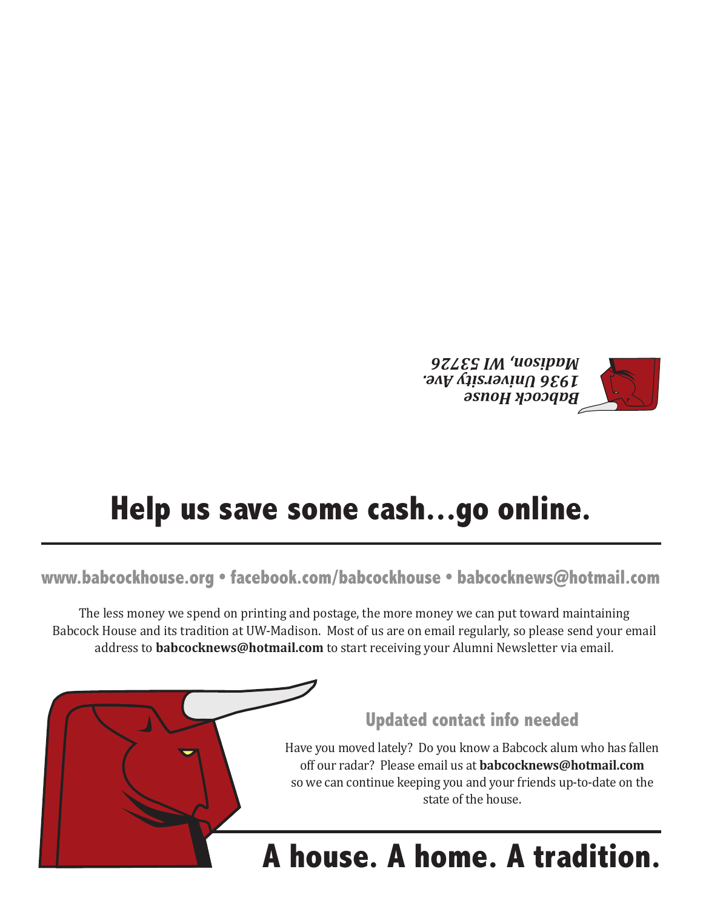*Babcock House*
*1936 University Ave.*
*Madison, WI 53726*

# Help us save some cash...go online.

**www.babcockhouse.org • facebook.com/babcockhouse • babcocknews@hotmail.com**

The less money we spend on printing and postage, the more money we can put toward maintaining Babcock House and its tradition at UW-Madison. Most of us are on email regularly, so please send your email address to **babcocknews@hotmail.com** to start receiving your Alumni Newsletter via email.

## Updated contact info needed

Have you moved lately? Do you know a Babcock alum who has fallen off our radar? Please email us at **babcocknews@hotmail.com** so we can continue keeping you and your friends up-to-date on the state of the house.

# A house. A home. A tradition.